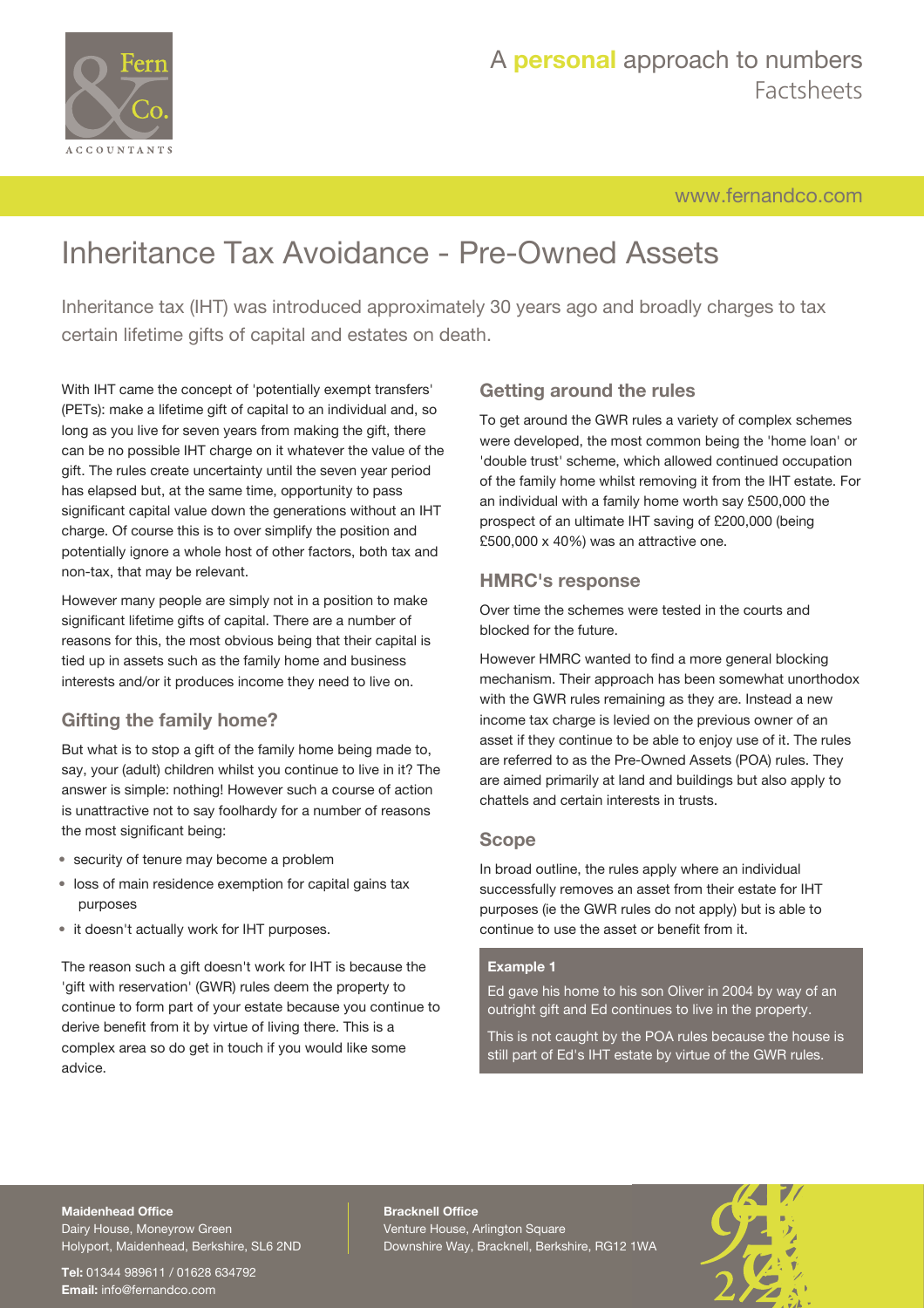# Inheritance Tax Avoidance - Pre-Owned Assets

Inheritance tax (IHT) was introduced approximately 30 years ago and broadly charges to tax certain lifetime gifts of capital and estates on death.

With IHT came the concept of 'potentially exempt transfers' (PETs): make a lifetime gift of capital to an individual and, so long as you live for seven years from making the gift, there can be no possible IHT charge on it whatever the value of the gift. The rules create uncertainty until the seven year period has elapsed but, at the same time, opportunity to pass significant capital value down the generations without an IHT charge. Of course this is to over simplify the position and potentially ignore a whole host of other factors, both tax and non-tax, that may be relevant.

However many people are simply not in a position to make significant lifetime gifts of capital. There are a number of reasons for this, the most obvious being that their capital is tied up in assets such as the family home and business interests and/or it produces income they need to live on.

## Gifting the family home?

But what is to stop a gift of the family home being made to, say, your (adult) children whilst you continue to live in it? The answer is simple: nothing! However such a course of action is unattractive not to say foolhardy for a number of reasons the most significant being:

- security of tenure may become a problem
- loss of main residence exemption for capital gains tax purposes
- it doesn't actually work for IHT purposes.

The reason such a gift doesn't work for IHT is because the 'gift with reservation' (GWR) rules deem the property to continue to form part of your estate because you continue to derive benefit from it by virtue of living there. This is a complex area so do get in touch if you would like some advice.

## Getting around the rules

To get around the GWR rules a variety of complex schemes were developed, the most common being the 'home loan' or 'double trust' scheme, which allowed continued occupation of the family home whilst removing it from the IHT estate. For an individual with a family home worth say £500,000 the prospect of an ultimate IHT saving of £200,000 (being £500,000 x 40%) was an attractive one.

## HMRC's response

Over time the schemes were tested in the courts and blocked for the future.

However HMRC wanted to find a more general blocking mechanism. Their approach has been somewhat unorthodox with the GWR rules remaining as they are. Instead a new income tax charge is levied on the previous owner of an asset if they continue to be able to enjoy use of it. The rules are referred to as the Pre-Owned Assets (POA) rules. They are aimed primarily at land and buildings but also apply to chattels and certain interests in trusts.

## Scope

In broad outline, the rules apply where an individual successfully removes an asset from their estate for IHT purposes (ie the GWR rules do not apply) but is able to continue to use the asset or benefit from it.

**Example 1**

Ed gave his home to his son Oliver in 2004 by way of an outright gift and Ed continues to live in the property.

This is not caught by the POA rules because the house is still part of Ed's IHT estate by virtue of the GWR rules.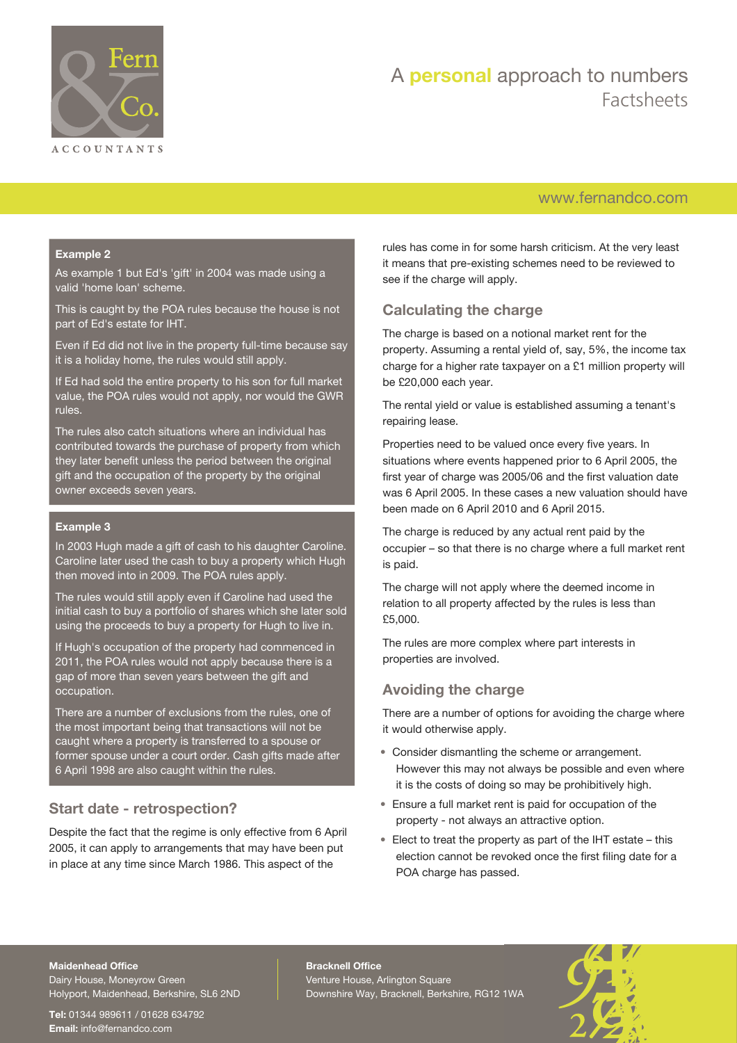### Example 2

As example 1 but Ed's 'gift' in 2004 was made using a valid 'home loan' scheme.

This is caught by the POA rules because the house is not part of Ed's estate for IHT.

Even if Ed did not live in the property full-time because say it is a holiday home, the rules would still apply.

If Ed had sold the entire property to his son for full market value, the POA rules would not apply, nor would the GWR rules.

The rules also catch situations where an individual has contributed towards the purchase of property from which they later benefit unless the period between the original gift and the occupation of the property by the original owner exceeds seven years.

### Example 3

In 2003 Hugh made a gift of cash to his daughter Caroline. Caroline later used the cash to buy a property which Hugh then moved into in 2009. The POA rules apply.

The rules would still apply even if Caroline had used the initial cash to buy a portfolio of shares which she later sold using the proceeds to buy a property for Hugh to live in.

If Hugh's occupation of the property had commenced in 2011, the POA rules would not apply because there is a gap of more than seven years between the gift and occupation.

There are a number of exclusions from the rules, one of the most important being that transactions will not be caught where a property is transferred to a spouse or former spouse under a court order. Cash gifts made after 6 April 1998 are also caught within the rules.

## Start date - retrospection?

Despite the fact that the regime is only effective from 6 April 2005, it can apply to arrangements that may have been put in place at any time since March 1986. This aspect of the rules has come in for some harsh criticism. At the very least it means that pre-existing schemes need to be reviewed to see if the charge will apply.

## Calculating the charge

The charge is based on a notional market rent for the property. Assuming a rental yield of, say, 5%, the income tax charge for a higher rate taxpayer on a £1 million property will be £20,000 each year.

The rental yield or value is established assuming a tenant's repairing lease.

Properties need to be valued once every five years. In situations where events happened prior to 6 April 2005, the first year of charge was 2005/06 and the first valuation date was 6 April 2005. In these cases a new valuation should have been made on 6 April 2010 and 6 April 2015.

The charge is reduced by any actual rent paid by the occupier – so that there is no charge where a full market rent is paid.

The charge will not apply where the deemed income in relation to all property affected by the rules is less than £5,000.

The rules are more complex where part interests in properties are involved.

## Avoiding the charge

There are a number of options for avoiding the charge where it would otherwise apply.

- Consider dismantling the scheme or arrangement. However this may not always be possible and even where it is the costs of doing so may be prohibitively high.
- Ensure a full market rent is paid for occupation of the property - not always an attractive option.
- Elect to treat the property as part of the IHT estate – this election cannot be revoked once the first filing date for a POA charge has passed.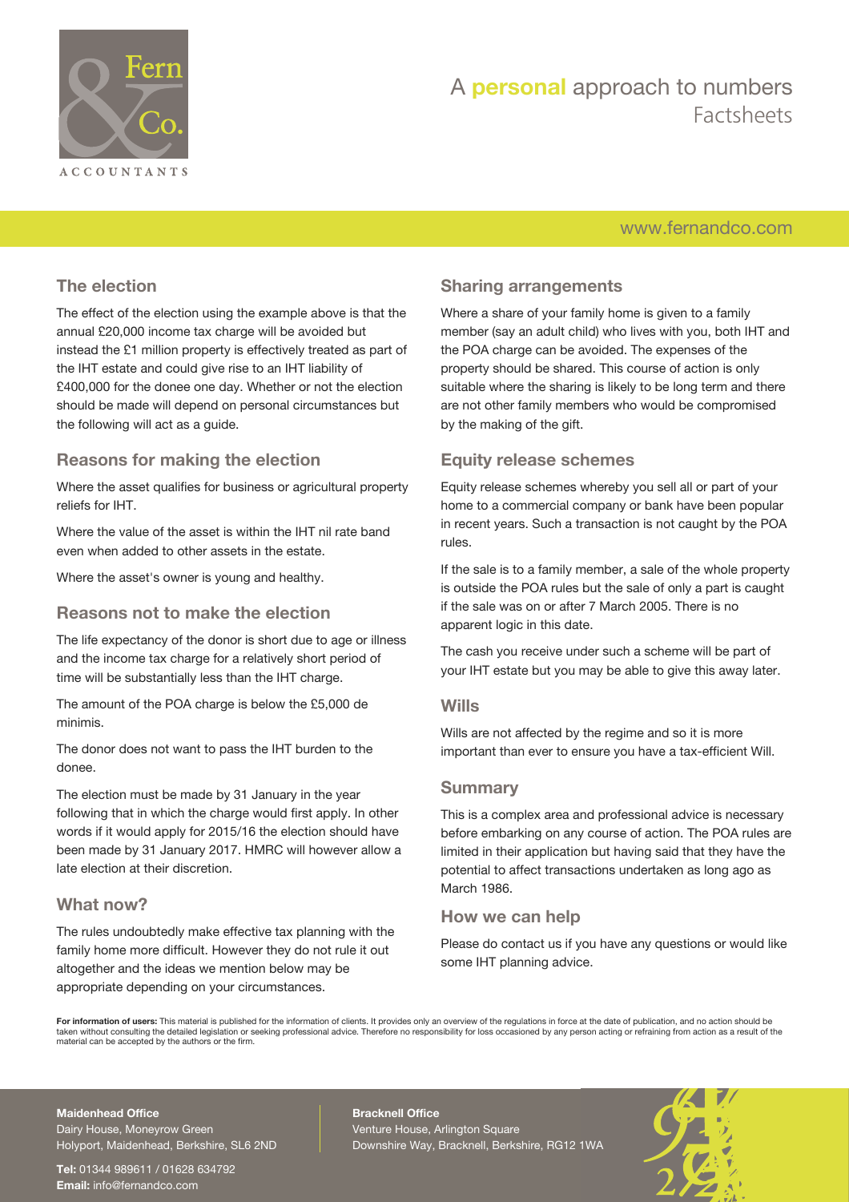## The election

The effect of the election using the example above is that the annual £20,000 income tax charge will be avoided but instead the £1 million property is effectively treated as part of the IHT estate and could give rise to an IHT liability of £400,000 for the donee one day. Whether or not the election should be made will depend on personal circumstances but the following will act as a guide.

## Reasons for making the election

Where the asset qualifies for business or agricultural property reliefs for IHT.

Where the value of the asset is within the IHT nil rate band even when added to other assets in the estate.

Where the asset's owner is young and healthy.

## Reasons not to make the election

The life expectancy of the donor is short due to age or illness and the income tax charge for a relatively short period of time will be substantially less than the IHT charge.

The amount of the POA charge is below the £5,000 de minimis.

The donor does not want to pass the IHT burden to the donee.

The election must be made by 31 January in the year following that in which the charge would first apply. In other words if it would apply for 2015/16 the election should have been made by 31 January 2017. HMRC will however allow a late election at their discretion.

## What now?

The rules undoubtedly make effective tax planning with the family home more difficult. However they do not rule it out altogether and the ideas we mention below may be appropriate depending on your circumstances.

## Sharing arrangements

Where a share of your family home is given to a family member (say an adult child) who lives with you, both IHT and the POA charge can be avoided. The expenses of the property should be shared. This course of action is only suitable where the sharing is likely to be long term and there are not other family members who would be compromised by the making of the gift.

## Equity release schemes

Equity release schemes whereby you sell all or part of your home to a commercial company or bank have been popular in recent years. Such a transaction is not caught by the POA rules.

If the sale is to a family member, a sale of the whole property is outside the POA rules but the sale of only a part is caught if the sale was on or after 7 March 2005. There is no apparent logic in this date.

The cash you receive under such a scheme will be part of your IHT estate but you may be able to give this away later.

## Wills

Wills are not affected by the regime and so it is more important than ever to ensure you have a tax-efficient Will.

## Summary

This is a complex area and professional advice is necessary before embarking on any course of action. The POA rules are limited in their application but having said that they have the potential to affect transactions undertaken as long ago as March 1986.

## How we can help

Please do contact us if you have any questions or would like some IHT planning advice.

**For information of users:** This material is published for the information of clients. It provides only an overview of the regulations in force at the date of publication, and no action should be taken without consulting the detailed legislation or seeking professional advice. Therefore no responsibility for loss occasioned by any person acting or refraining from action as a result of the material can be accepted by the authors or the firm.